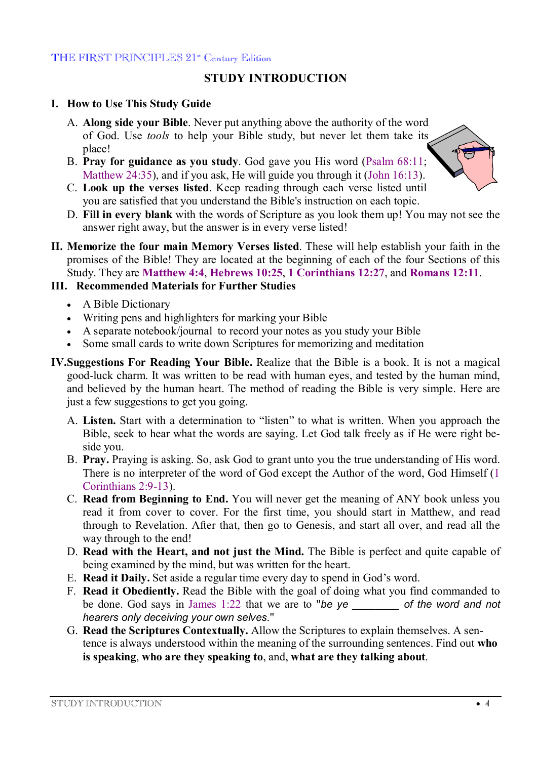## STUDY INTRODUCTION

### I. How to Use This Study Guide

A. **Along side your Bible**. Never put anything above the authority of the word of God. Use *tools* to help your Bible study, but never let them take its place!

B. **Pray for guidance as you study**. God gave you His word (Psalm 68:11; Matthew 24:35), and if you ask, He will guide you through it (John 16:13).

C. **Look up the verses listed**. Keep reading through each verse listed until you are satisfied that you understand the Bible's instruction on each topic.

D. **Fill in every blank** with the words of Scripture as you look them up! You may not see the answer right away, but the answer is in every verse listed!

### II. Memorize the four main Memory Verses listed. 

These will help establish your faith in the promises of the Bible! They are located at the beginning of each of the four Sections of this Study. They are **Matthew 4:4**, **Hebrews 10:25**, **1 Corinthians 12:27**, and **Romans 12:11**.

### III. Recommended Materials for Further Studies

- A Bible Dictionary
- Writing pens and highlighters for marking your Bible
- A separate notebook/journal to record your notes as you study your Bible
- Some small cards to write down Scriptures for memorizing and meditation

### IV. Suggestions For Reading Your Bible. 

Realize that the Bible is a book. It is not a magical good-luck charm. It was written to be read with human eyes, and tested by the human mind, and believed by the human heart. The method of reading the Bible is very simple. Here are just a few suggestions to get you going.

A. **Listen.** Start with a determination to "listen" to what is written. When you approach the Bible, seek to hear what the words are saying. Let God talk freely as if He were right beside you.

B. **Pray.** Praying is asking. So, ask God to grant unto you the true understanding of His word. There is no interpreter of the word of God except the Author of the word, God Himself (1 Corinthians 2:9-13).

C. **Read from Beginning to End.** You will never get the meaning of ANY book unless you read it from cover to cover. For the first time, you should start in Matthew, and read through to Revelation. After that, then go to Genesis, and start all over, and read all the way through to the end!

D. **Read with the Heart, and not just the Mind.** The Bible is perfect and quite capable of being examined by the mind, but was written for the heart.

E. **Read it Daily.** Set aside a regular time every day to spend in God's word.

F. **Read it Obediently.** Read the Bible with the goal of doing what you find commanded to be done. God says in James 1:22 that we are to "*be ye ________ of the word and not hearers only deceiving your own selves*."

G. **Read the Scriptures Contextually.** Allow the Scriptures to explain themselves. A sentence is always understood within the meaning of the surrounding sentences. Find out **who is speaking**, **who are they speaking to**, and, **what are they talking about**.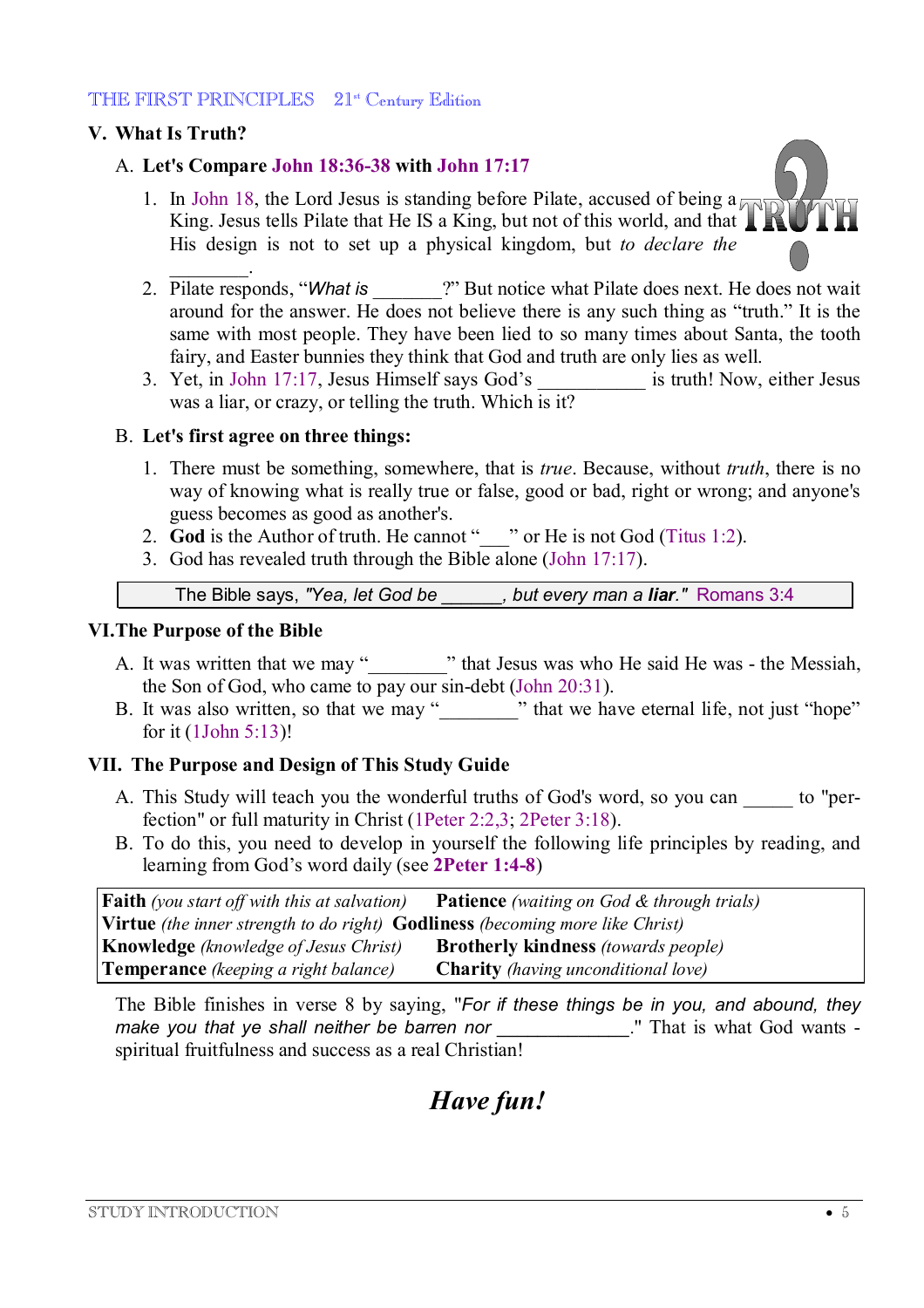## V. What Is Truth?

### A. Let's Compare John 18:36-38 with John 17:17

1. In John 18, the Lord Jesus is standing before Pilate, accused of being a King. Jesus tells Pilate that He IS a King, but not of this world, and that His design is not to set up a physical kingdom, but *to declare the* ________.
2. Pilate responds, "*What is* _______?" But notice what Pilate does next. He does not wait around for the answer. He does not believe there is any such thing as "truth." It is the same with most people. They have been lied to so many times about Santa, the tooth fairy, and Easter bunnies they think that God and truth are only lies as well.
3. Yet, in John 17:17, Jesus Himself says God's __________ is truth! Now, either Jesus was a liar, or crazy, or telling the truth. Which is it?

### B. Let's first agree on three things:

1. There must be something, somewhere, that is *true*. Because, without *truth*, there is no way of knowing what is really true or false, good or bad, right or wrong; and anyone's guess becomes as good as another's.
2. **God** is the Author of truth. He cannot "___" or He is not God (Titus 1:2).
3. God has revealed truth through the Bible alone (John 17:17).

The Bible says, *"Yea, let God be ______, but every man a **liar**."* Romans 3:4

## VI. The Purpose of the Bible

A. It was written that we may "________" that Jesus was who He said He was - the Messiah, the Son of God, who came to pay our sin-debt (John 20:31).

B. It was also written, so that we may "________" that we have eternal life, not just "hope" for it (1John 5:13)!

## VII. The Purpose and Design of This Study Guide

A. This Study will teach you the wonderful truths of God's word, so you can _____ to "perfection" or full maturity in Christ (1Peter 2:2,3; 2Peter 3:18).

B. To do this, you need to develop in yourself the following life principles by reading, and learning from God's word daily (see **2Peter 1:4-8**)

| | |
|---|---|
| **Faith** *(you start off with this at salvation)* | **Patience** *(waiting on God & through trials)* |
| **Virtue** *(the inner strength to do right)* | **Godliness** *(becoming more like Christ)* |
| **Knowledge** *(knowledge of Jesus Christ)* | **Brotherly kindness** *(towards people)* |
| **Temperance** *(keeping a right balance)* | **Charity** *(having unconditional love)* |

The Bible finishes in verse 8 by saying, "*For if these things be in you, and abound, they make you that ye shall neither be barren nor* ____________." That is what God wants - spiritual fruitfulness and success as a real Christian!

***Have fun!***